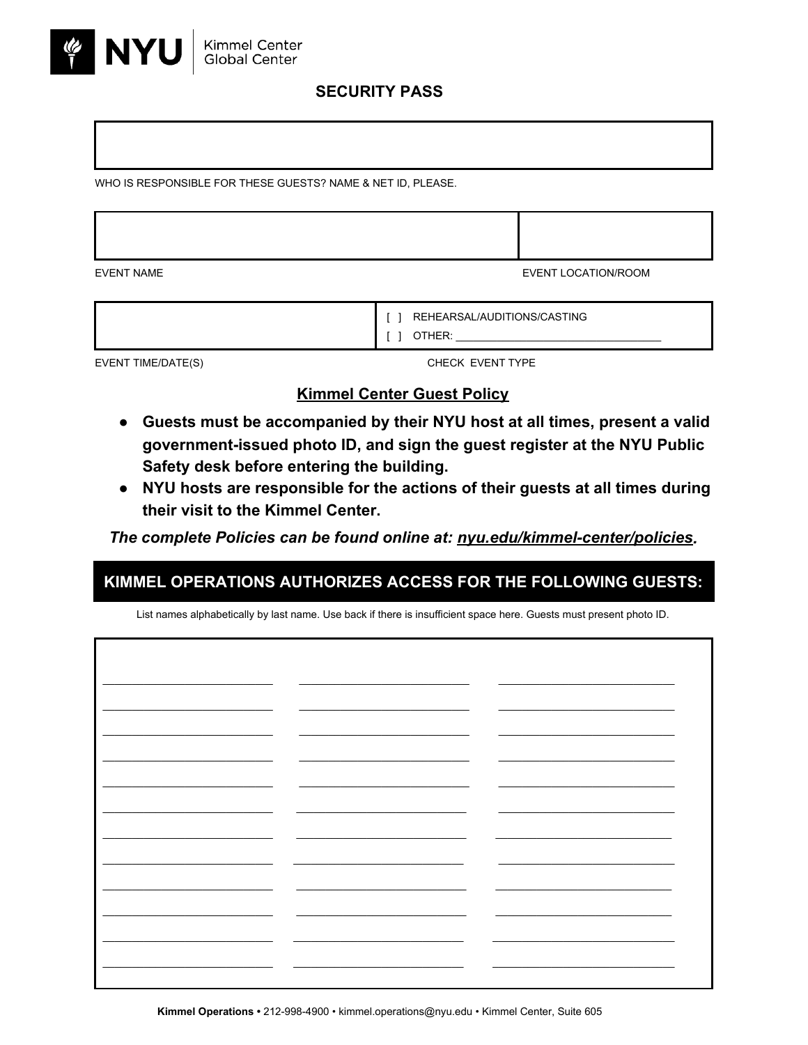NYU | Kimmel Center Global Center

# SECURITY PASS

| |
|---|
| |

WHO IS RESPONSIBLE FOR THESE GUESTS? NAME & NET ID, PLEASE.

| EVENT NAME | EVENT LOCATION/ROOM |
|---|---|
| | |

| EVENT TIME/DATE(S) | CHECK EVENT TYPE |
|---|---|
| | [ ] REHEARSAL/AUDITIONS/CASTING<br>[ ] OTHER: ______________________________ |

## Kimmel Center Guest Policy

- **Guests must be accompanied by their NYU host at all times, present a valid government-issued photo ID, and sign the guest register at the NYU Public Safety desk before entering the building.**
- **NYU hosts are responsible for the actions of their guests at all times during their visit to the Kimmel Center.**

***The complete Policies can be found online at: nyu.edu/kimmel-center/policies.***

## KIMMEL OPERATIONS AUTHORIZES ACCESS FOR THE FOLLOWING GUESTS:

List names alphabetically by last name. Use back if there is insufficient space here. Guests must present photo ID.

| | | |
|---|---|---|
| ______________________ | ______________________ | ______________________ |
| ______________________ | ______________________ | ______________________ |
| ______________________ | ______________________ | ______________________ |
| ______________________ | ______________________ | ______________________ |
| ______________________ | ______________________ | ______________________ |
| ______________________ | ______________________ | ______________________ |
| ______________________ | ______________________ | ______________________ |
| ______________________ | ______________________ | ______________________ |
| ______________________ | ______________________ | ______________________ |
| ______________________ | ______________________ | ______________________ |
| ______________________ | ______________________ | ______________________ |
| ______________________ | ______________________ | ______________________ |

**Kimmel Operations •** 212-998-4900 • kimmel.operations@nyu.edu • Kimmel Center, Suite 605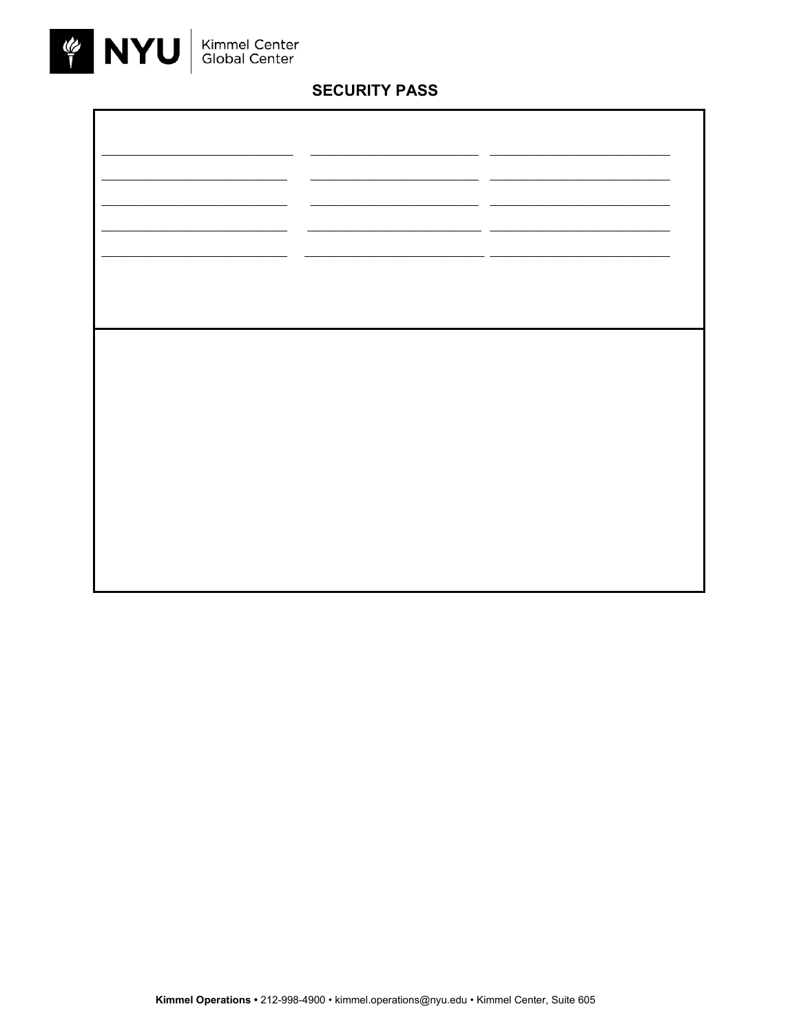NYU Kimmel Center Global Center

## SECURITY PASS

| | | |
|---|---|---|
| ________________________ | ________________________ | ________________________ |
| ________________________ | ________________________ | ________________________ |
| ________________________ | ________________________ | ________________________ |
| ________________________ | ________________________ | ________________________ |
| ________________________ | ________________________ | ________________________ |

**Kimmel Operations •** 212-998-4900 • kimmel.operations@nyu.edu • Kimmel Center, Suite 605